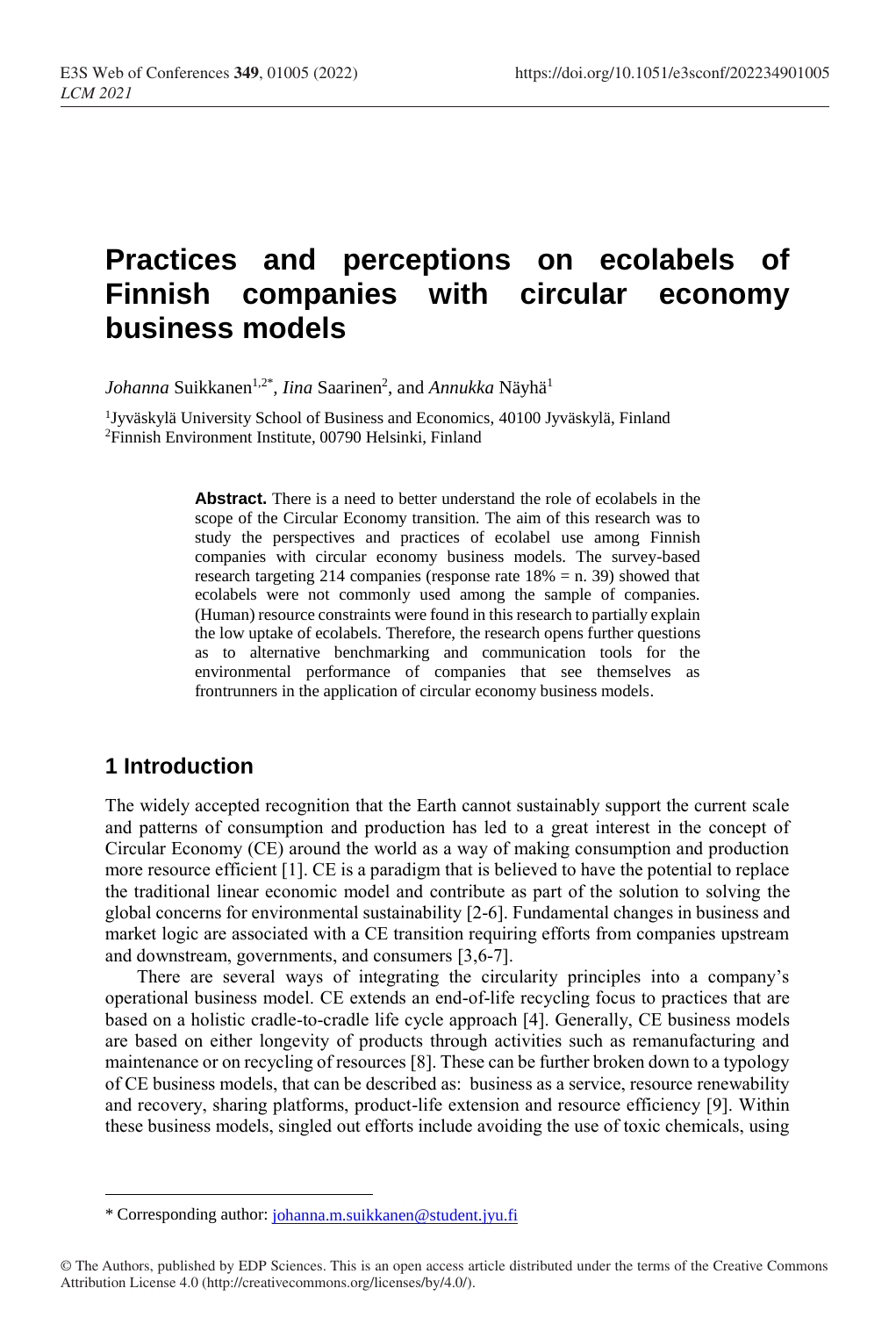# Practices and perceptions on ecolabels of Finnish companies with circular economy business models

*Johanna* Suikkanen[1,2*], *Iina* Saarinen[2], and *Annukka* Näyhä[1]

[1]Jyväskylä University School of Business and Economics, 40100 Jyväskylä, Finland
[2]Finnish Environment Institute, 00790 Helsinki, Finland

**Abstract.** There is a need to better understand the role of ecolabels in the scope of the Circular Economy transition. The aim of this research was to study the perspectives and practices of ecolabel use among Finnish companies with circular economy business models. The survey-based research targeting 214 companies (response rate 18% = n. 39) showed that ecolabels were not commonly used among the sample of companies. (Human) resource constraints were found in this research to partially explain the low uptake of ecolabels. Therefore, the research opens further questions as to alternative benchmarking and communication tools for the environmental performance of companies that see themselves as frontrunners in the application of circular economy business models.

## 1 Introduction

The widely accepted recognition that the Earth cannot sustainably support the current scale and patterns of consumption and production has led to a great interest in the concept of Circular Economy (CE) around the world as a way of making consumption and production more resource efficient [1]. CE is a paradigm that is believed to have the potential to replace the traditional linear economic model and contribute as part of the solution to solving the global concerns for environmental sustainability [2-6]. Fundamental changes in business and market logic are associated with a CE transition requiring efforts from companies upstream and downstream, governments, and consumers [3,6-7].

There are several ways of integrating the circularity principles into a company's operational business model. CE extends an end-of-life recycling focus to practices that are based on a holistic cradle-to-cradle life cycle approach [4]. Generally, CE business models are based on either longevity of products through activities such as remanufacturing and maintenance or on recycling of resources [8]. These can be further broken down to a typology of CE business models, that can be described as: business as a service, resource renewability and recovery, sharing platforms, product-life extension and resource efficiency [9]. Within these business models, singled out efforts include avoiding the use of toxic chemicals, using

* Corresponding author: johanna.m.suikkanen@student.jyu.fi

© The Authors, published by EDP Sciences. This is an open access article distributed under the terms of the Creative Commons Attribution License 4.0 (http://creativecommons.org/licenses/by/4.0/).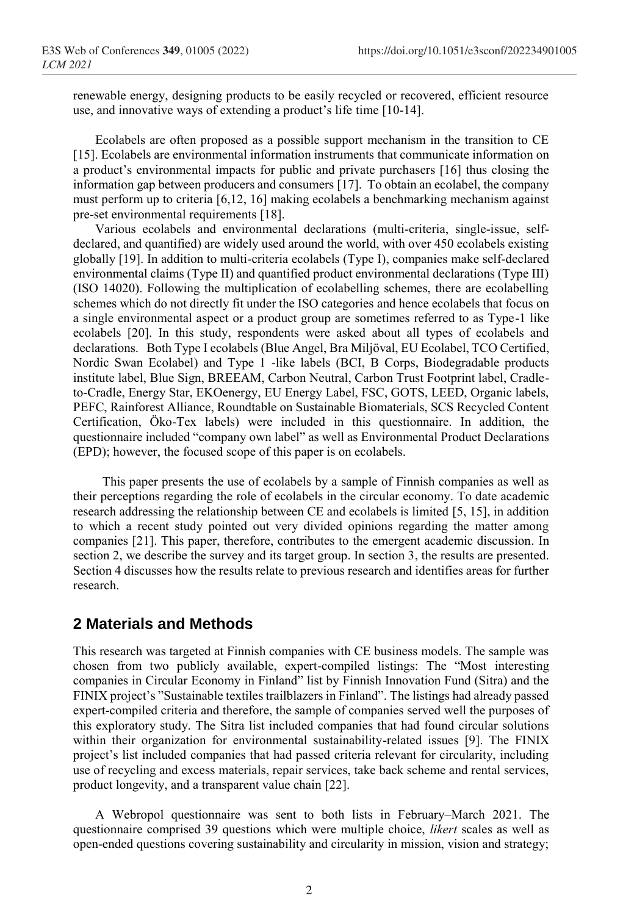renewable energy, designing products to be easily recycled or recovered, efficient resource use, and innovative ways of extending a product's life time [10-14].

Ecolabels are often proposed as a possible support mechanism in the transition to CE [15]. Ecolabels are environmental information instruments that communicate information on a product's environmental impacts for public and private purchasers [16] thus closing the information gap between producers and consumers [17]. To obtain an ecolabel, the company must perform up to criteria [6,12, 16] making ecolabels a benchmarking mechanism against pre-set environmental requirements [18].

Various ecolabels and environmental declarations (multi-criteria, single-issue, self-declared, and quantified) are widely used around the world, with over 450 ecolabels existing globally [19]. In addition to multi-criteria ecolabels (Type I), companies make self-declared environmental claims (Type II) and quantified product environmental declarations (Type III) (ISO 14020). Following the multiplication of ecolabelling schemes, there are ecolabelling schemes which do not directly fit under the ISO categories and hence ecolabels that focus on a single environmental aspect or a product group are sometimes referred to as Type-1 like ecolabels [20]. In this study, respondents were asked about all types of ecolabels and declarations. Both Type I ecolabels (Blue Angel, Bra Miljöval, EU Ecolabel, TCO Certified, Nordic Swan Ecolabel) and Type 1 -like labels (BCI, B Corps, Biodegradable products institute label, Blue Sign, BREEAM, Carbon Neutral, Carbon Trust Footprint label, Cradle-to-Cradle, Energy Star, EKOenergy, EU Energy Label, FSC, GOTS, LEED, Organic labels, PEFC, Rainforest Alliance, Roundtable on Sustainable Biomaterials, SCS Recycled Content Certification, Öko-Tex labels) were included in this questionnaire. In addition, the questionnaire included "company own label" as well as Environmental Product Declarations (EPD); however, the focused scope of this paper is on ecolabels.

This paper presents the use of ecolabels by a sample of Finnish companies as well as their perceptions regarding the role of ecolabels in the circular economy. To date academic research addressing the relationship between CE and ecolabels is limited [5, 15], in addition to which a recent study pointed out very divided opinions regarding the matter among companies [21]. This paper, therefore, contributes to the emergent academic discussion. In section 2, we describe the survey and its target group. In section 3, the results are presented. Section 4 discusses how the results relate to previous research and identifies areas for further research.

## 2 Materials and Methods

This research was targeted at Finnish companies with CE business models. The sample was chosen from two publicly available, expert-compiled listings: The "Most interesting companies in Circular Economy in Finland" list by Finnish Innovation Fund (Sitra) and the FINIX project's "Sustainable textiles trailblazers in Finland". The listings had already passed expert-compiled criteria and therefore, the sample of companies served well the purposes of this exploratory study. The Sitra list included companies that had found circular solutions within their organization for environmental sustainability-related issues [9]. The FINIX project's list included companies that had passed criteria relevant for circularity, including use of recycling and excess materials, repair services, take back scheme and rental services, product longevity, and a transparent value chain [22].

A Webropol questionnaire was sent to both lists in February–March 2021. The questionnaire comprised 39 questions which were multiple choice, *likert* scales as well as open-ended questions covering sustainability and circularity in mission, vision and strategy;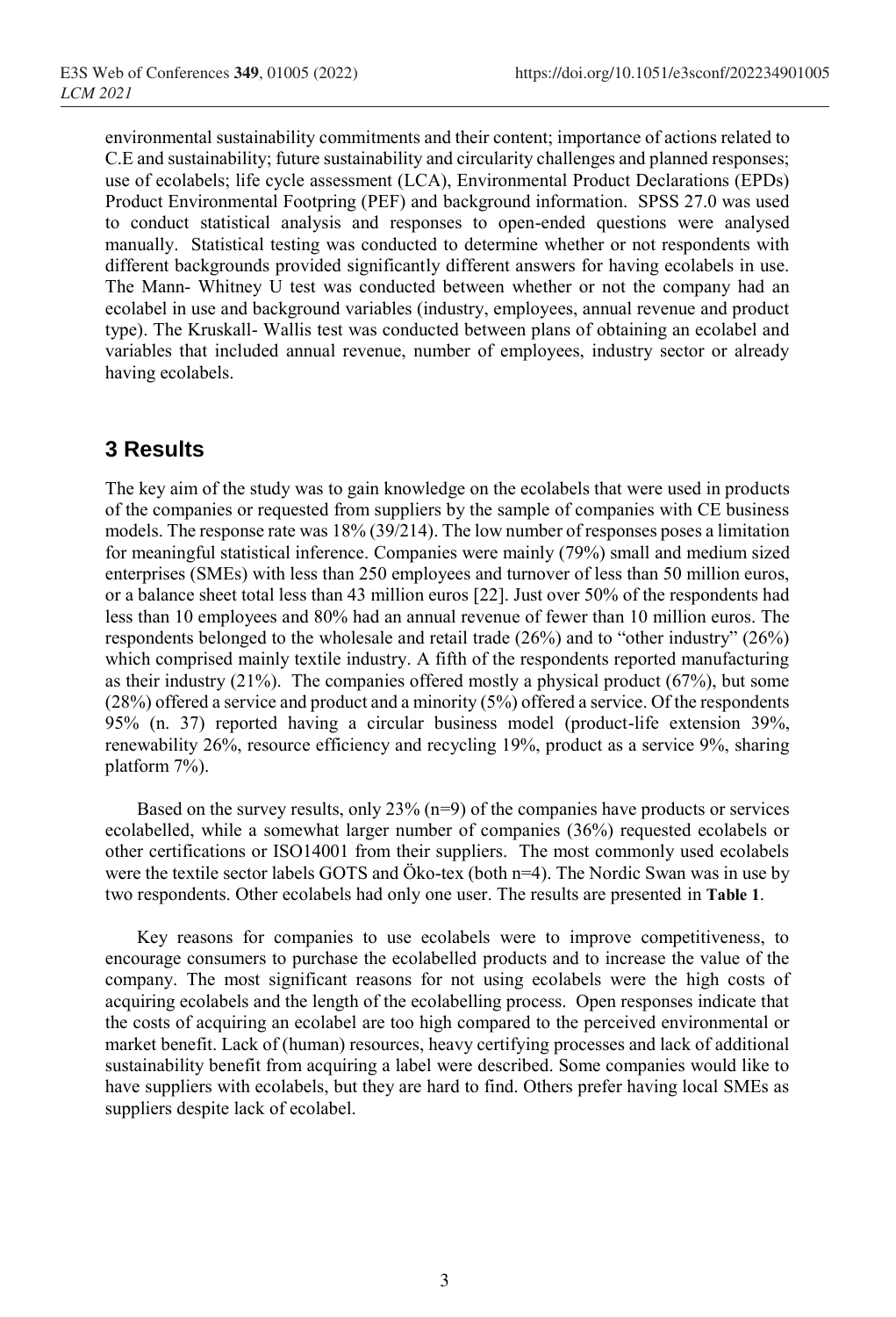environmental sustainability commitments and their content; importance of actions related to C.E and sustainability; future sustainability and circularity challenges and planned responses; use of ecolabels; life cycle assessment (LCA), Environmental Product Declarations (EPDs) Product Environmental Footpring (PEF) and background information. SPSS 27.0 was used to conduct statistical analysis and responses to open-ended questions were analysed manually. Statistical testing was conducted to determine whether or not respondents with different backgrounds provided significantly different answers for having ecolabels in use. The Mann- Whitney U test was conducted between whether or not the company had an ecolabel in use and background variables (industry, employees, annual revenue and product type). The Kruskall- Wallis test was conducted between plans of obtaining an ecolabel and variables that included annual revenue, number of employees, industry sector or already having ecolabels.

## 3 Results

The key aim of the study was to gain knowledge on the ecolabels that were used in products of the companies or requested from suppliers by the sample of companies with CE business models. The response rate was 18% (39/214). The low number of responses poses a limitation for meaningful statistical inference. Companies were mainly (79%) small and medium sized enterprises (SMEs) with less than 250 employees and turnover of less than 50 million euros, or a balance sheet total less than 43 million euros [22]. Just over 50% of the respondents had less than 10 employees and 80% had an annual revenue of fewer than 10 million euros. The respondents belonged to the wholesale and retail trade (26%) and to "other industry" (26%) which comprised mainly textile industry. A fifth of the respondents reported manufacturing as their industry (21%). The companies offered mostly a physical product (67%), but some (28%) offered a service and product and a minority (5%) offered a service. Of the respondents 95% (n. 37) reported having a circular business model (product-life extension 39%, renewability 26%, resource efficiency and recycling 19%, product as a service 9%, sharing platform 7%).

Based on the survey results, only 23% (n=9) of the companies have products or services ecolabelled, while a somewhat larger number of companies (36%) requested ecolabels or other certifications or ISO14001 from their suppliers. The most commonly used ecolabels were the textile sector labels GOTS and Öko-tex (both n=4). The Nordic Swan was in use by two respondents. Other ecolabels had only one user. The results are presented in **Table 1**.

Key reasons for companies to use ecolabels were to improve competitiveness, to encourage consumers to purchase the ecolabelled products and to increase the value of the company. The most significant reasons for not using ecolabels were the high costs of acquiring ecolabels and the length of the ecolabelling process. Open responses indicate that the costs of acquiring an ecolabel are too high compared to the perceived environmental or market benefit. Lack of (human) resources, heavy certifying processes and lack of additional sustainability benefit from acquiring a label were described. Some companies would like to have suppliers with ecolabels, but they are hard to find. Others prefer having local SMEs as suppliers despite lack of ecolabel.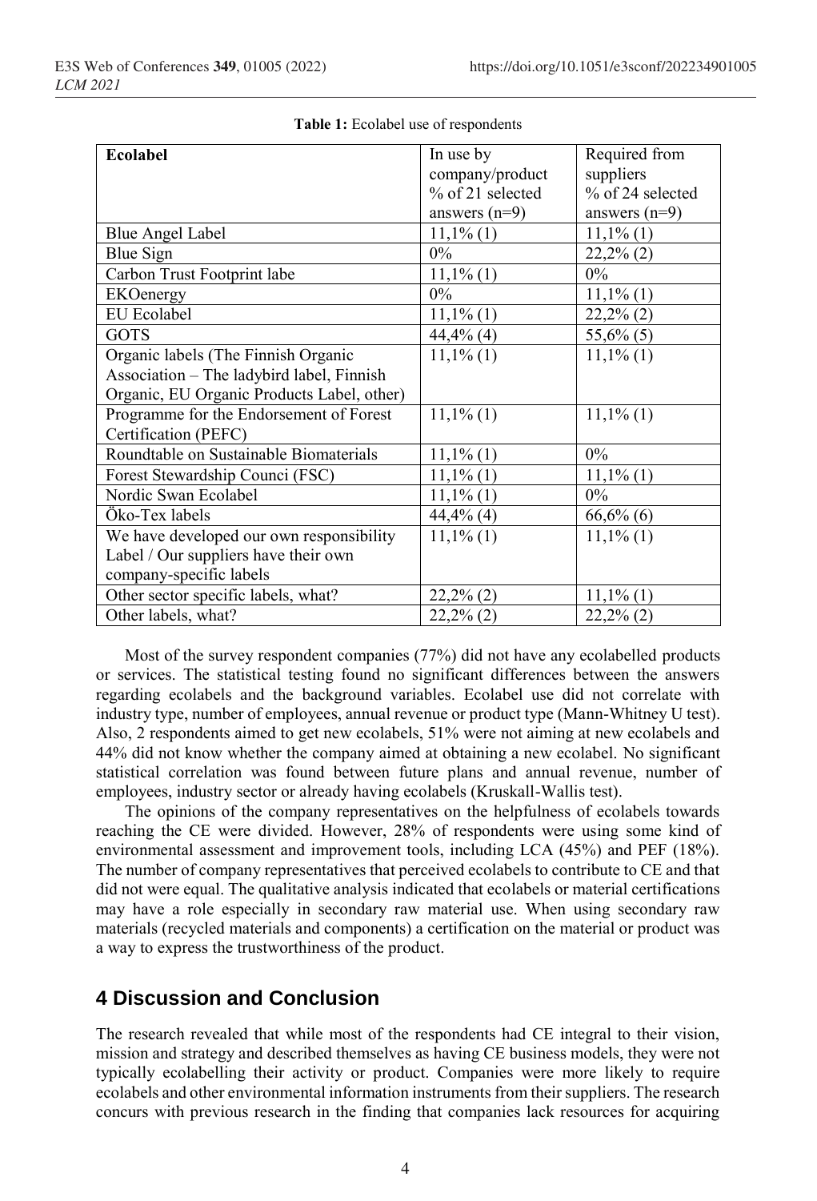**Table 1:** Ecolabel use of respondents

| Ecolabel | In use by company/product % of 21 selected answers (n=9) | Required from suppliers % of 24 selected answers (n=9) |
|---|---|---|
| Blue Angel Label | 11,1% (1) | 11,1% (1) |
| Blue Sign | 0% | 22,2% (2) |
| Carbon Trust Footprint labe | 11,1% (1) | 0% |
| EKOenergy | 0% | 11,1% (1) |
| EU Ecolabel | 11,1% (1) | 22,2% (2) |
| GOTS | 44,4% (4) | 55,6% (5) |
| Organic labels (The Finnish Organic Association – The ladybird label, Finnish Organic, EU Organic Products Label, other) | 11,1% (1) | 11,1% (1) |
| Programme for the Endorsement of Forest Certification (PEFC) | 11,1% (1) | 11,1% (1) |
| Roundtable on Sustainable Biomaterials | 11,1% (1) | 0% |
| Forest Stewardship Counci (FSC) | 11,1% (1) | 11,1% (1) |
| Nordic Swan Ecolabel | 11,1% (1) | 0% |
| Öko-Tex labels | 44,4% (4) | 66,6% (6) |
| We have developed our own responsibility Label / Our suppliers have their own company-specific labels | 11,1% (1) | 11,1% (1) |
| Other sector specific labels, what? | 22,2% (2) | 11,1% (1) |
| Other labels, what? | 22,2% (2) | 22,2% (2) |

Most of the survey respondent companies (77%) did not have any ecolabelled products or services. The statistical testing found no significant differences between the answers regarding ecolabels and the background variables. Ecolabel use did not correlate with industry type, number of employees, annual revenue or product type (Mann-Whitney U test). Also, 2 respondents aimed to get new ecolabels, 51% were not aiming at new ecolabels and 44% did not know whether the company aimed at obtaining a new ecolabel. No significant statistical correlation was found between future plans and annual revenue, number of employees, industry sector or already having ecolabels (Kruskall-Wallis test).

The opinions of the company representatives on the helpfulness of ecolabels towards reaching the CE were divided. However, 28% of respondents were using some kind of environmental assessment and improvement tools, including LCA (45%) and PEF (18%). The number of company representatives that perceived ecolabels to contribute to CE and that did not were equal. The qualitative analysis indicated that ecolabels or material certifications may have a role especially in secondary raw material use. When using secondary raw materials (recycled materials and components) a certification on the material or product was a way to express the trustworthiness of the product.

## 4 Discussion and Conclusion

The research revealed that while most of the respondents had CE integral to their vision, mission and strategy and described themselves as having CE business models, they were not typically ecolabelling their activity or product. Companies were more likely to require ecolabels and other environmental information instruments from their suppliers. The research concurs with previous research in the finding that companies lack resources for acquiring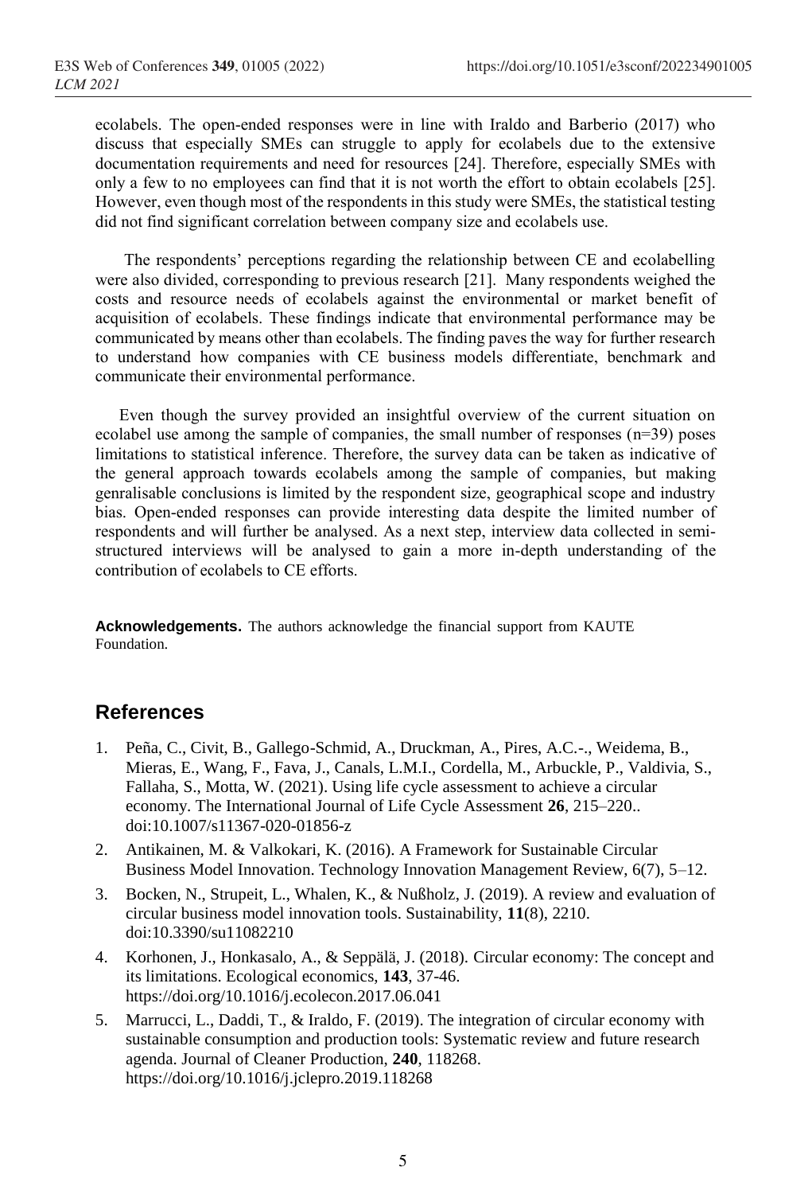ecolabels. The open-ended responses were in line with Iraldo and Barberio (2017) who discuss that especially SMEs can struggle to apply for ecolabels due to the extensive documentation requirements and need for resources [24]. Therefore, especially SMEs with only a few to no employees can find that it is not worth the effort to obtain ecolabels [25]. However, even though most of the respondents in this study were SMEs, the statistical testing did not find significant correlation between company size and ecolabels use.

The respondents' perceptions regarding the relationship between CE and ecolabelling were also divided, corresponding to previous research [21]. Many respondents weighed the costs and resource needs of ecolabels against the environmental or market benefit of acquisition of ecolabels. These findings indicate that environmental performance may be communicated by means other than ecolabels. The finding paves the way for further research to understand how companies with CE business models differentiate, benchmark and communicate their environmental performance.

Even though the survey provided an insightful overview of the current situation on ecolabel use among the sample of companies, the small number of responses (n=39) poses limitations to statistical inference. Therefore, the survey data can be taken as indicative of the general approach towards ecolabels among the sample of companies, but making genralisable conclusions is limited by the respondent size, geographical scope and industry bias. Open-ended responses can provide interesting data despite the limited number of respondents and will further be analysed. As a next step, interview data collected in semi-structured interviews will be analysed to gain a more in-depth understanding of the contribution of ecolabels to CE efforts.

**Acknowledgements.** The authors acknowledge the financial support from KAUTE Foundation.

## References

1. Peña, C., Civit, B., Gallego-Schmid, A., Druckman, A., Pires, A.C.-., Weidema, B., Mieras, E., Wang, F., Fava, J., Canals, L.M.I., Cordella, M., Arbuckle, P., Valdivia, S., Fallaha, S., Motta, W. (2021). Using life cycle assessment to achieve a circular economy. The International Journal of Life Cycle Assessment **26**, 215–220.. doi:10.1007/s11367-020-01856-z
2. Antikainen, M. & Valkokari, K. (2016). A Framework for Sustainable Circular Business Model Innovation. Technology Innovation Management Review, 6(7), 5–12.
3. Bocken, N., Strupeit, L., Whalen, K., & Nußholz, J. (2019). A review and evaluation of circular business model innovation tools. Sustainability, **11**(8), 2210. doi:10.3390/su11082210
4. Korhonen, J., Honkasalo, A., & Seppälä, J. (2018). Circular economy: The concept and its limitations. Ecological economics, **143**, 37-46. https://doi.org/10.1016/j.ecolecon.2017.06.041
5. Marrucci, L., Daddi, T., & Iraldo, F. (2019). The integration of circular economy with sustainable consumption and production tools: Systematic review and future research agenda. Journal of Cleaner Production, **240**, 118268. https://doi.org/10.1016/j.jclepro.2019.118268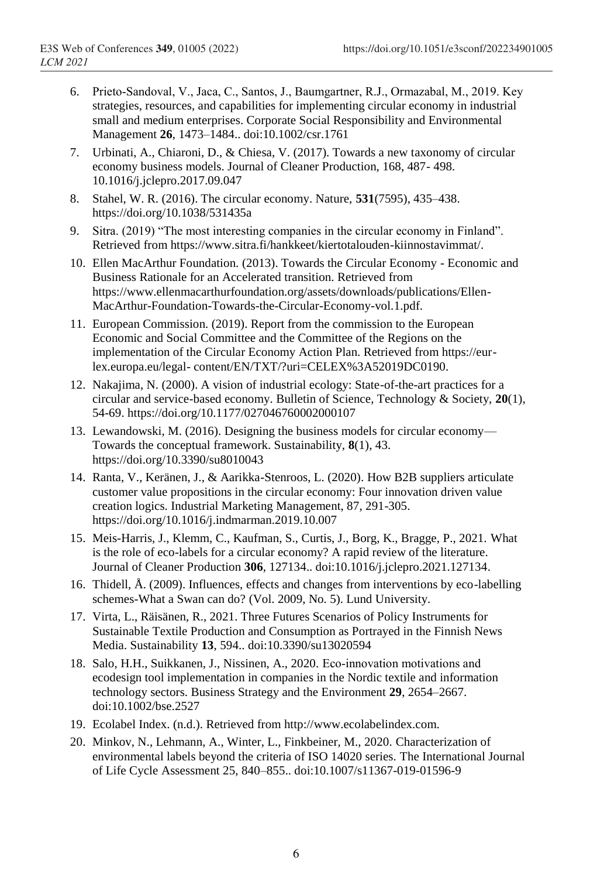6. Prieto-Sandoval, V., Jaca, C., Santos, J., Baumgartner, R.J., Ormazabal, M., 2019. Key strategies, resources, and capabilities for implementing circular economy in industrial small and medium enterprises. Corporate Social Responsibility and Environmental Management **26**, 1473–1484.. doi:10.1002/csr.1761
7. Urbinati, A., Chiaroni, D., & Chiesa, V. (2017). Towards a new taxonomy of circular economy business models. Journal of Cleaner Production, 168, 487- 498. 10.1016/j.jclepro.2017.09.047
8. Stahel, W. R. (2016). The circular economy. Nature, **531**(7595), 435–438. https://doi.org/10.1038/531435a
9. Sitra. (2019) "The most interesting companies in the circular economy in Finland". Retrieved from https://www.sitra.fi/hankkeet/kiertotalouden-kiinnostavimmat/.
10. Ellen MacArthur Foundation. (2013). Towards the Circular Economy - Economic and Business Rationale for an Accelerated transition. Retrieved from https://www.ellenmacarthurfoundation.org/assets/downloads/publications/Ellen-MacArthur-Foundation-Towards-the-Circular-Economy-vol.1.pdf.
11. European Commission. (2019). Report from the commission to the European Economic and Social Committee and the Committee of the Regions on the implementation of the Circular Economy Action Plan. Retrieved from https://eur-lex.europa.eu/legal- content/EN/TXT/?uri=CELEX%3A52019DC0190.
12. Nakajima, N. (2000). A vision of industrial ecology: State-of-the-art practices for a circular and service-based economy. Bulletin of Science, Technology & Society, **20**(1), 54-69. https://doi.org/10.1177/027046760002000107
13. Lewandowski, M. (2016). Designing the business models for circular economy—Towards the conceptual framework. Sustainability, **8**(1), 43. https://doi.org/10.3390/su8010043
14. Ranta, V., Keränen, J., & Aarikka-Stenroos, L. (2020). How B2B suppliers articulate customer value propositions in the circular economy: Four innovation driven value creation logics. Industrial Marketing Management, 87, 291-305. https://doi.org/10.1016/j.indmarman.2019.10.007
15. Meis-Harris, J., Klemm, C., Kaufman, S., Curtis, J., Borg, K., Bragge, P., 2021. What is the role of eco-labels for a circular economy? A rapid review of the literature. Journal of Cleaner Production **306**, 127134.. doi:10.1016/j.jclepro.2021.127134.
16. Thidell, Å. (2009). Influences, effects and changes from interventions by eco-labelling schemes-What a Swan can do? (Vol. 2009, No. 5). Lund University.
17. Virta, L., Räisänen, R., 2021. Three Futures Scenarios of Policy Instruments for Sustainable Textile Production and Consumption as Portrayed in the Finnish News Media. Sustainability **13**, 594.. doi:10.3390/su13020594
18. Salo, H.H., Suikkanen, J., Nissinen, A., 2020. Eco-innovation motivations and ecodesign tool implementation in companies in the Nordic textile and information technology sectors. Business Strategy and the Environment **29**, 2654–2667. doi:10.1002/bse.2527
19. Ecolabel Index. (n.d.). Retrieved from http://www.ecolabelindex.com.
20. Minkov, N., Lehmann, A., Winter, L., Finkbeiner, M., 2020. Characterization of environmental labels beyond the criteria of ISO 14020 series. The International Journal of Life Cycle Assessment 25, 840–855.. doi:10.1007/s11367-019-01596-9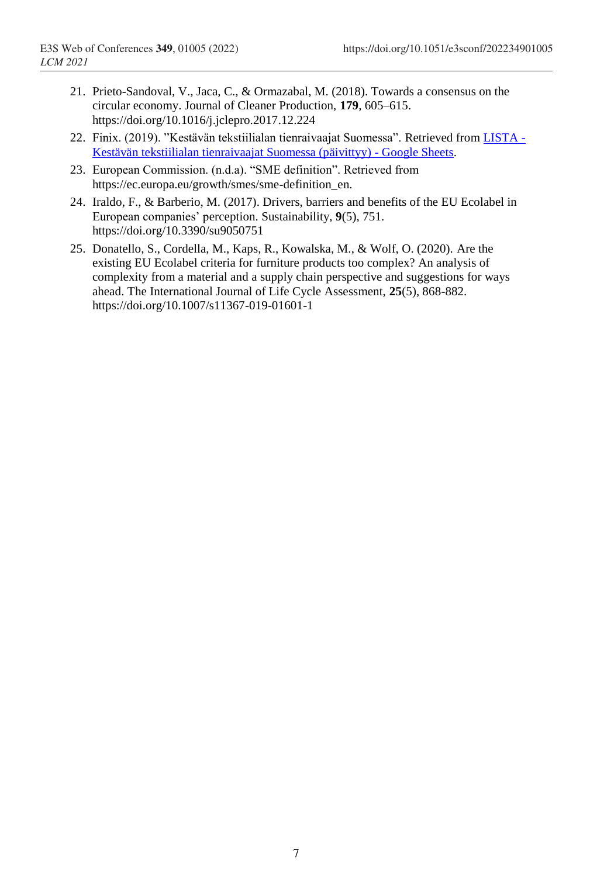21. Prieto-Sandoval, V., Jaca, C., & Ormazabal, M. (2018). Towards a consensus on the circular economy. Journal of Cleaner Production, **179**, 605–615. https://doi.org/10.1016/j.jclepro.2017.12.224
22. Finix. (2019). "Kestävän tekstiilialan tienraivaajat Suomessa". Retrieved from LISTA - Kestävän tekstiilialan tienraivaajat Suomessa (päivittyy) - Google Sheets.
23. European Commission. (n.d.a). "SME definition". Retrieved from https://ec.europa.eu/growth/smes/sme-definition_en.
24. Iraldo, F., & Barberio, M. (2017). Drivers, barriers and benefits of the EU Ecolabel in European companies' perception. Sustainability, **9**(5), 751. https://doi.org/10.3390/su9050751
25. Donatello, S., Cordella, M., Kaps, R., Kowalska, M., & Wolf, O. (2020). Are the existing EU Ecolabel criteria for furniture products too complex? An analysis of complexity from a material and a supply chain perspective and suggestions for ways ahead. The International Journal of Life Cycle Assessment, **25**(5), 868-882. https://doi.org/10.1007/s11367-019-01601-1